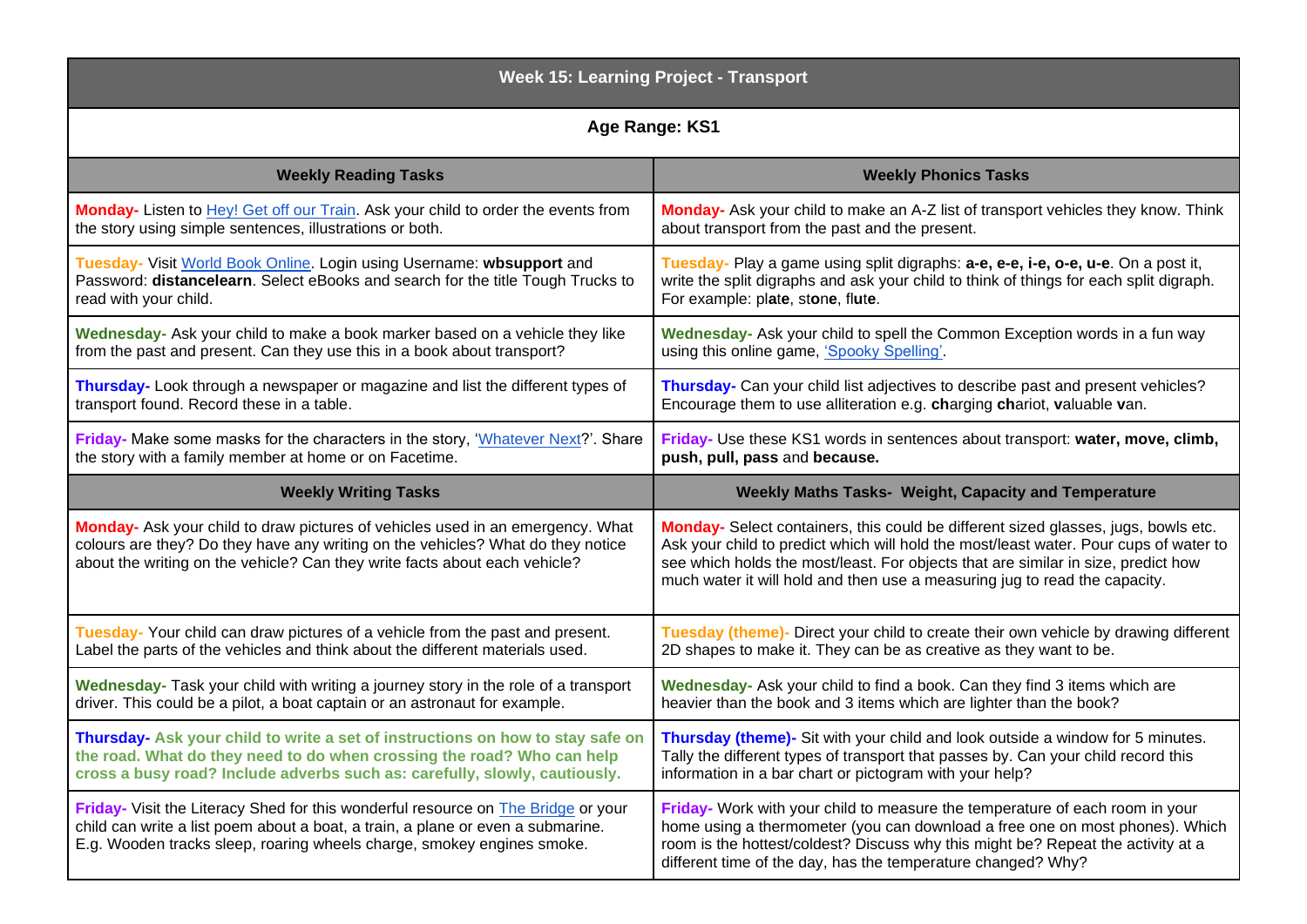# Week 15: Learning Project - Transport

## Age Range: KS1

| Weekly Reading Tasks | Weekly Phonics Tasks |
|---|---|
| **Monday-** Listen to Hey! Get off our Train. Ask your child to order the events from the story using simple sentences, illustrations or both. | **Monday-** Ask your child to make an A-Z list of transport vehicles they know. Think about transport from the past and the present. |
| **Tuesday-** Visit World Book Online. Login using Username: **wbsupport** and Password: **distancelearn**. Select eBooks and search for the title Tough Trucks to read with your child. | **Tuesday-** Play a game using split digraphs: **a-e, e-e, i-e, o-e, u-e**. On a post it, write the split digraphs and ask your child to think of things for each split digraph. For example: pl**a**t**e**, st**o**n**e**, fl**u**t**e**. |
| **Wednesday-** Ask your child to make a book marker based on a vehicle they like from the past and present. Can they use this in a book about transport? | **Wednesday-** Ask your child to spell the Common Exception words in a fun way using this online game, 'Spooky Spelling'. |
| **Thursday-** Look through a newspaper or magazine and list the different types of transport found. Record these in a table. | **Thursday-** Can your child list adjectives to describe past and present vehicles? Encourage them to use alliteration e.g. **ch**arging **ch**ariot, **v**aluable **v**an. |
| **Friday-** Make some masks for the characters in the story, 'Whatever Next?'. Share the story with a family member at home or on Facetime. | **Friday-** Use these KS1 words in sentences about transport: **water, move, climb, push, pull, pass** and **because.** |

| Weekly Writing Tasks | Weekly Maths Tasks- Weight, Capacity and Temperature |
|---|---|
| **Monday-** Ask your child to draw pictures of vehicles used in an emergency. What colours are they? Do they have any writing on the vehicles? What do they notice about the writing on the vehicle? Can they write facts about each vehicle? | **Monday-** Select containers, this could be different sized glasses, jugs, bowls etc. Ask your child to predict which will hold the most/least water. Pour cups of water to see which holds the most/least. For objects that are similar in size, predict how much water it will hold and then use a measuring jug to read the capacity. |
| **Tuesday-** Your child can draw pictures of a vehicle from the past and present. Label the parts of the vehicles and think about the different materials used. | **Tuesday (theme)-** Direct your child to create their own vehicle by drawing different 2D shapes to make it. They can be as creative as they want to be. |
| **Wednesday-** Task your child with writing a journey story in the role of a transport driver. This could be a pilot, a boat captain or an astronaut for example. | **Wednesday-** Ask your child to find a book. Can they find 3 items which are heavier than the book and 3 items which are lighter than the book? |
| **Thursday- Ask your child to write a set of instructions on how to stay safe on the road. What do they need to do when crossing the road? Who can help cross a busy road? Include adverbs such as: carefully, slowly, cautiously.** | **Thursday (theme)-** Sit with your child and look outside a window for 5 minutes. Tally the different types of transport that passes by. Can your child record this information in a bar chart or pictogram with your help? |
| **Friday-** Visit the Literacy Shed for this wonderful resource on The Bridge or your child can write a list poem about a boat, a train, a plane or even a submarine. E.g. Wooden tracks sleep, roaring wheels charge, smokey engines smoke. | **Friday-** Work with your child to measure the temperature of each room in your home using a thermometer (you can download a free one on most phones). Which room is the hottest/coldest? Discuss why this might be? Repeat the activity at a different time of the day, has the temperature changed? Why? |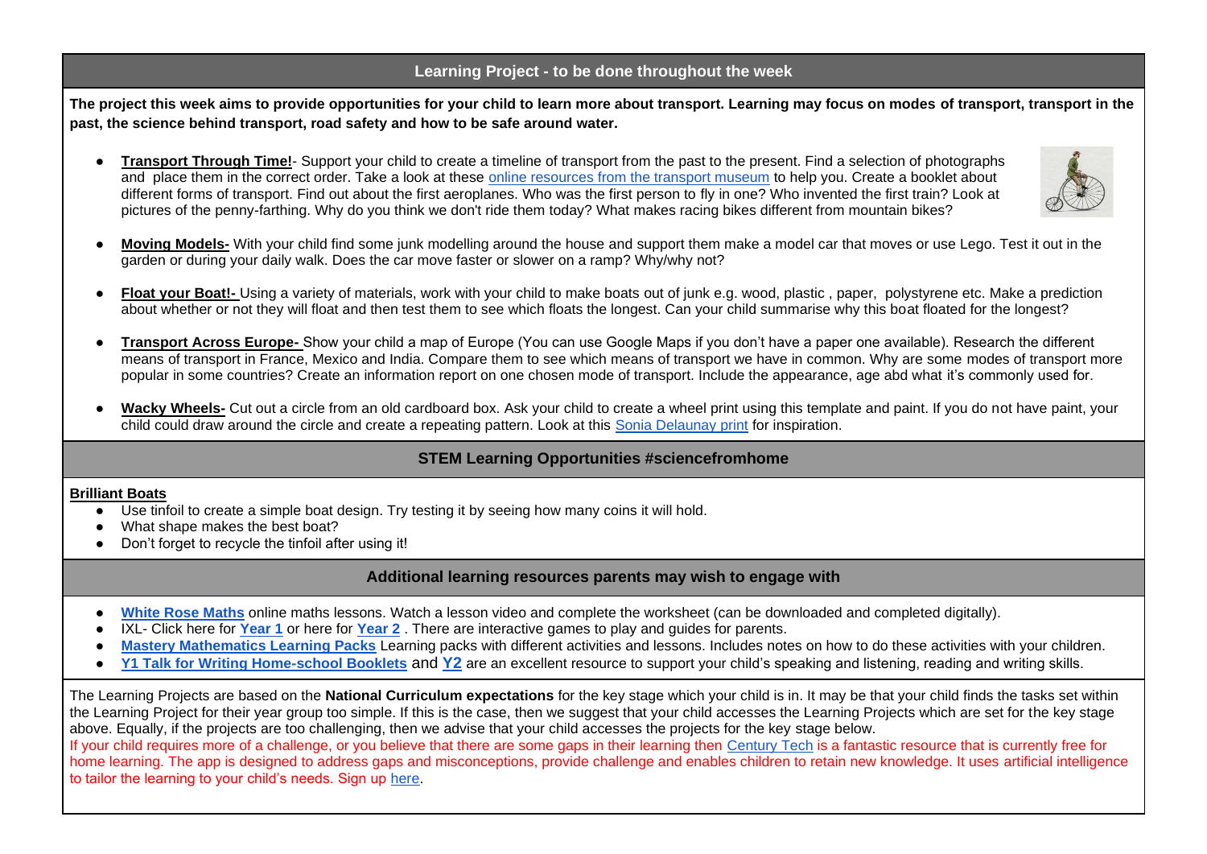## Learning Project - to be done throughout the week

**The project this week aims to provide opportunities for your child to learn more about transport. Learning may focus on modes of transport, transport in the past, the science behind transport, road safety and how to be safe around water.**

- **Transport Through Time!**- Support your child to create a timeline of transport from the past to the present. Find a selection of photographs and place them in the correct order. Take a look at these online resources from the transport museum to help you. Create a booklet about different forms of transport. Find out about the first aeroplanes. Who was the first person to fly in one? Who invented the first train? Look at pictures of the penny-farthing. Why do you think we don't ride them today? What makes racing bikes different from mountain bikes?
- **Moving Models-** With your child find some junk modelling around the house and support them make a model car that moves or use Lego. Test it out in the garden or during your daily walk. Does the car move faster or slower on a ramp? Why/why not?
- **Float your Boat!-** Using a variety of materials, work with your child to make boats out of junk e.g. wood, plastic , paper, polystyrene etc. Make a prediction about whether or not they will float and then test them to see which floats the longest. Can your child summarise why this boat floated for the longest?
- **Transport Across Europe-** Show your child a map of Europe (You can use Google Maps if you don't have a paper one available). Research the different means of transport in France, Mexico and India. Compare them to see which means of transport we have in common. Why are some modes of transport more popular in some countries? Create an information report on one chosen mode of transport. Include the appearance, age abd what it's commonly used for.
- **Wacky Wheels-** Cut out a circle from an old cardboard box. Ask your child to create a wheel print using this template and paint. If you do not have paint, your child could draw around the circle and create a repeating pattern. Look at this Sonia Delaunay print for inspiration.

## STEM Learning Opportunities #sciencefromhome

**Brilliant Boats**

- Use tinfoil to create a simple boat design. Try testing it by seeing how many coins it will hold.
- What shape makes the best boat?
- Don't forget to recycle the tinfoil after using it!

## Additional learning resources parents may wish to engage with

- **White Rose Maths** online maths lessons. Watch a lesson video and complete the worksheet (can be downloaded and completed digitally).
- IXL- Click here for **Year 1** or here for **Year 2** . There are interactive games to play and guides for parents.
- **Mastery Mathematics Learning Packs** Learning packs with different activities and lessons. Includes notes on how to do these activities with your children.
- **Y1 Talk for Writing Home-school Booklets** and **Y2** are an excellent resource to support your child's speaking and listening, reading and writing skills.

The Learning Projects are based on the **National Curriculum expectations** for the key stage which your child is in. It may be that your child finds the tasks set within the Learning Project for their year group too simple. If this is the case, then we suggest that your child accesses the Learning Projects which are set for the key stage above. Equally, if the projects are too challenging, then we advise that your child accesses the projects for the key stage below.

If your child requires more of a challenge, or you believe that there are some gaps in their learning then Century Tech is a fantastic resource that is currently free for home learning. The app is designed to address gaps and misconceptions, provide challenge and enables children to retain new knowledge. It uses artificial intelligence to tailor the learning to your child's needs. Sign up here.